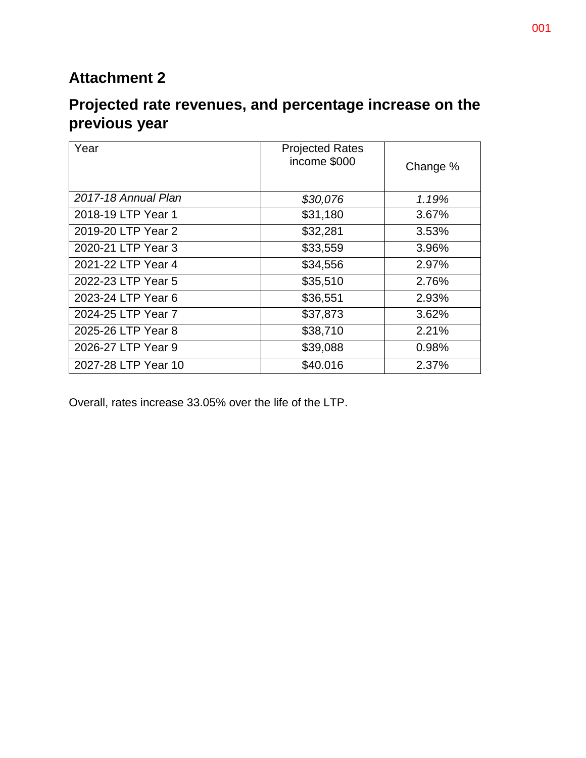## Attachment 2

## Projected rate revenues, and percentage increase on the previous year

| Year | Projected Rates income $000 | Change % |
|---|---|---|
| *2017-18 Annual Plan* | *$30,076* | *1.19%* |
| 2018-19 LTP Year 1 | $31,180 | 3.67% |
| 2019-20 LTP Year 2 | $32,281 | 3.53% |
| 2020-21 LTP Year 3 | $33,559 | 3.96% |
| 2021-22 LTP Year 4 | $34,556 | 2.97% |
| 2022-23 LTP Year 5 | $35,510 | 2.76% |
| 2023-24 LTP Year 6 | $36,551 | 2.93% |
| 2024-25 LTP Year 7 | $37,873 | 3.62% |
| 2025-26 LTP Year 8 | $38,710 | 2.21% |
| 2026-27 LTP Year 9 | $39,088 | 0.98% |
| 2027-28 LTP Year 10 | $40.016 | 2.37% |

Overall, rates increase 33.05% over the life of the LTP.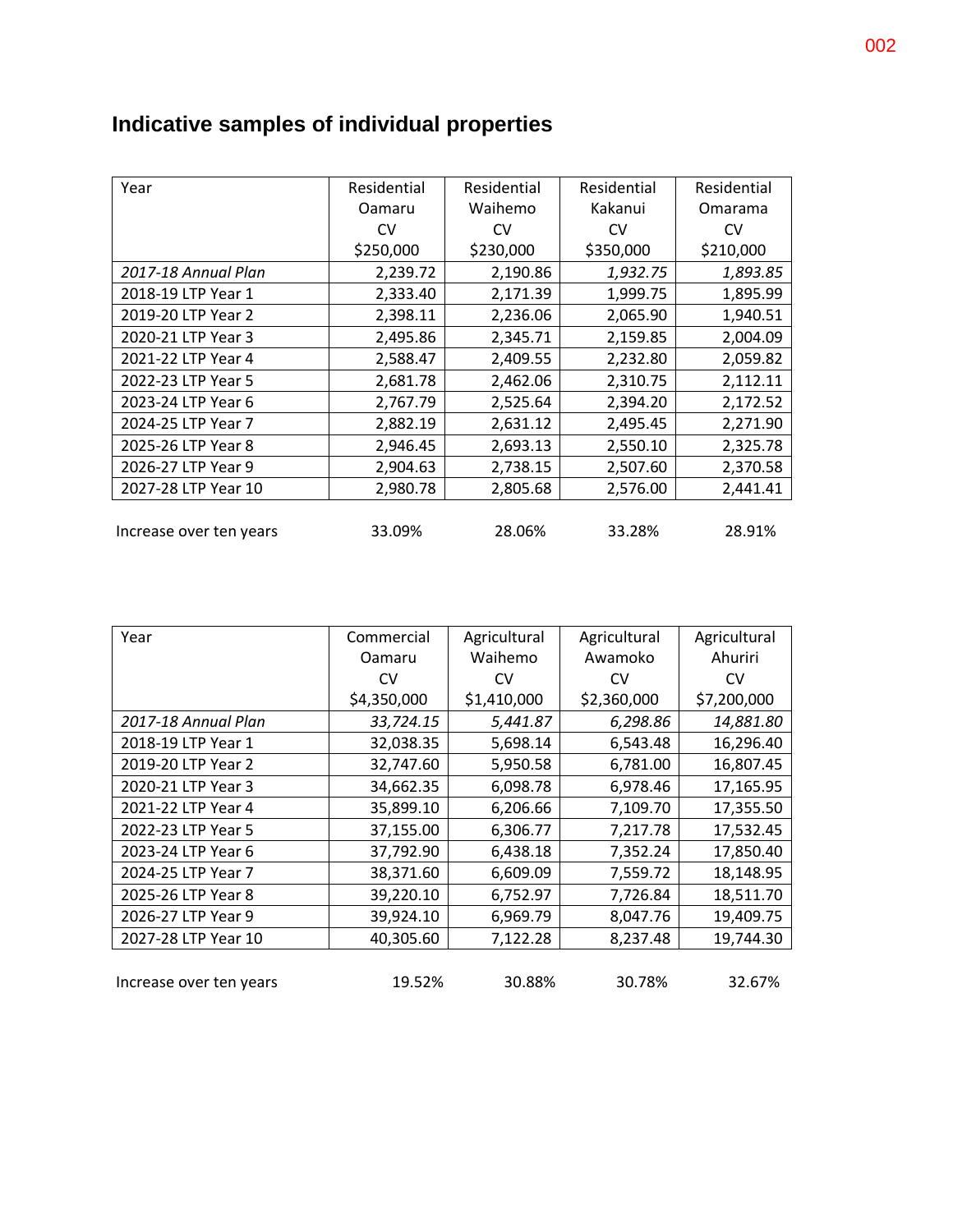# Indicative samples of individual properties

| Year | Residential Oamaru CV $250,000 | Residential Waihemo CV $230,000 | Residential Kakanui CV $350,000 | Residential Omarama CV $210,000 |
|---|---|---|---|---|
| *2017-18 Annual Plan* | 2,239.72 | 2,190.86 | *1,932.75* | *1,893.85* |
| 2018-19 LTP Year 1 | 2,333.40 | 2,171.39 | 1,999.75 | 1,895.99 |
| 2019-20 LTP Year 2 | 2,398.11 | 2,236.06 | 2,065.90 | 1,940.51 |
| 2020-21 LTP Year 3 | 2,495.86 | 2,345.71 | 2,159.85 | 2,004.09 |
| 2021-22 LTP Year 4 | 2,588.47 | 2,409.55 | 2,232.80 | 2,059.82 |
| 2022-23 LTP Year 5 | 2,681.78 | 2,462.06 | 2,310.75 | 2,112.11 |
| 2023-24 LTP Year 6 | 2,767.79 | 2,525.64 | 2,394.20 | 2,172.52 |
| 2024-25 LTP Year 7 | 2,882.19 | 2,631.12 | 2,495.45 | 2,271.90 |
| 2025-26 LTP Year 8 | 2,946.45 | 2,693.13 | 2,550.10 | 2,325.78 |
| 2026-27 LTP Year 9 | 2,904.63 | 2,738.15 | 2,507.60 | 2,370.58 |
| 2027-28 LTP Year 10 | 2,980.78 | 2,805.68 | 2,576.00 | 2,441.41 |

Increase over ten years 33.09% 28.06% 33.28% 28.91%

| Year | Commercial Oamaru CV $4,350,000 | Agricultural Waihemo CV $1,410,000 | Agricultural Awamoko CV $2,360,000 | Agricultural Ahuriri CV $7,200,000 |
|---|---|---|---|---|
| *2017-18 Annual Plan* | *33,724.15* | *5,441.87* | *6,298.86* | *14,881.80* |
| 2018-19 LTP Year 1 | 32,038.35 | 5,698.14 | 6,543.48 | 16,296.40 |
| 2019-20 LTP Year 2 | 32,747.60 | 5,950.58 | 6,781.00 | 16,807.45 |
| 2020-21 LTP Year 3 | 34,662.35 | 6,098.78 | 6,978.46 | 17,165.95 |
| 2021-22 LTP Year 4 | 35,899.10 | 6,206.66 | 7,109.70 | 17,355.50 |
| 2022-23 LTP Year 5 | 37,155.00 | 6,306.77 | 7,217.78 | 17,532.45 |
| 2023-24 LTP Year 6 | 37,792.90 | 6,438.18 | 7,352.24 | 17,850.40 |
| 2024-25 LTP Year 7 | 38,371.60 | 6,609.09 | 7,559.72 | 18,148.95 |
| 2025-26 LTP Year 8 | 39,220.10 | 6,752.97 | 7,726.84 | 18,511.70 |
| 2026-27 LTP Year 9 | 39,924.10 | 6,969.79 | 8,047.76 | 19,409.75 |
| 2027-28 LTP Year 10 | 40,305.60 | 7,122.28 | 8,237.48 | 19,744.30 |

Increase over ten years 19.52% 30.88% 30.78% 32.67%